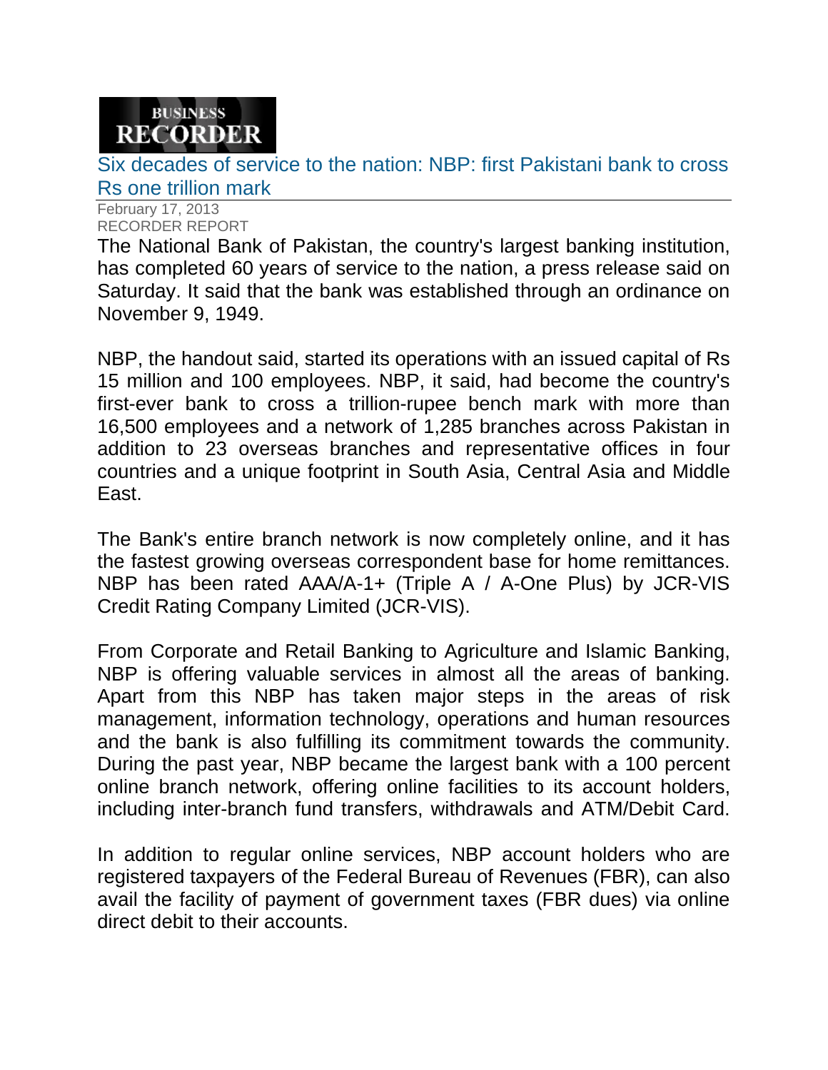BUSINESS RECORDER

# Six decades of service to the nation: NBP: first Pakistani bank to cross Rs one trillion mark

February 17, 2013
RECORDER REPORT

The National Bank of Pakistan, the country's largest banking institution, has completed 60 years of service to the nation, a press release said on Saturday. It said that the bank was established through an ordinance on November 9, 1949.

NBP, the handout said, started its operations with an issued capital of Rs 15 million and 100 employees. NBP, it said, had become the country's first-ever bank to cross a trillion-rupee bench mark with more than 16,500 employees and a network of 1,285 branches across Pakistan in addition to 23 overseas branches and representative offices in four countries and a unique footprint in South Asia, Central Asia and Middle East.

The Bank's entire branch network is now completely online, and it has the fastest growing overseas correspondent base for home remittances. NBP has been rated AAA/A-1+ (Triple A / A-One Plus) by JCR-VIS Credit Rating Company Limited (JCR-VIS).

From Corporate and Retail Banking to Agriculture and Islamic Banking, NBP is offering valuable services in almost all the areas of banking. Apart from this NBP has taken major steps in the areas of risk management, information technology, operations and human resources and the bank is also fulfilling its commitment towards the community. During the past year, NBP became the largest bank with a 100 percent online branch network, offering online facilities to its account holders, including inter-branch fund transfers, withdrawals and ATM/Debit Card.

In addition to regular online services, NBP account holders who are registered taxpayers of the Federal Bureau of Revenues (FBR), can also avail the facility of payment of government taxes (FBR dues) via online direct debit to their accounts.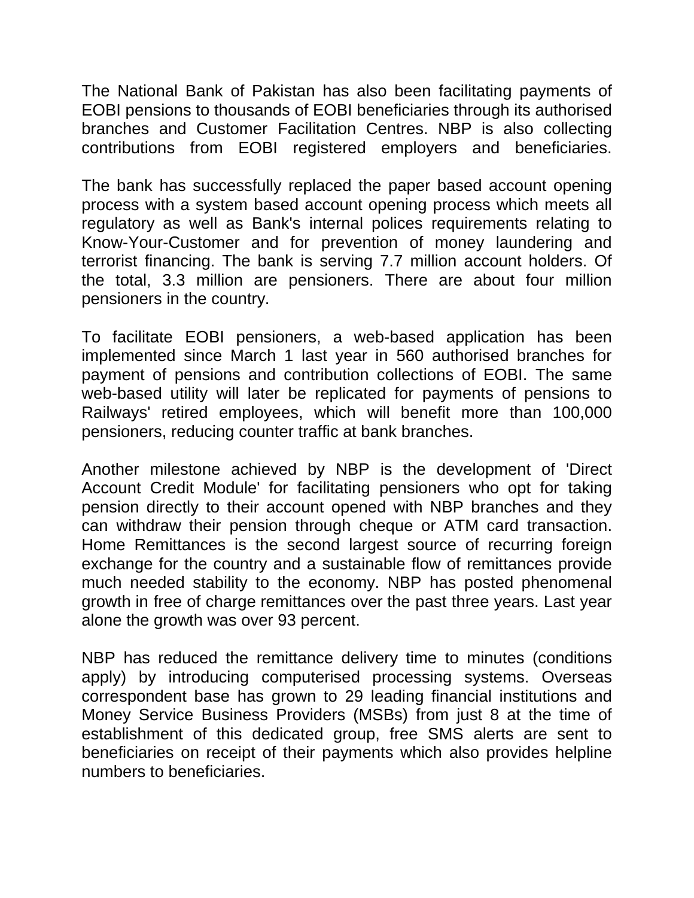The National Bank of Pakistan has also been facilitating payments of EOBI pensions to thousands of EOBI beneficiaries through its authorised branches and Customer Facilitation Centres. NBP is also collecting contributions from EOBI registered employers and beneficiaries.

The bank has successfully replaced the paper based account opening process with a system based account opening process which meets all regulatory as well as Bank's internal polices requirements relating to Know-Your-Customer and for prevention of money laundering and terrorist financing. The bank is serving 7.7 million account holders. Of the total, 3.3 million are pensioners. There are about four million pensioners in the country.

To facilitate EOBI pensioners, a web-based application has been implemented since March 1 last year in 560 authorised branches for payment of pensions and contribution collections of EOBI. The same web-based utility will later be replicated for payments of pensions to Railways' retired employees, which will benefit more than 100,000 pensioners, reducing counter traffic at bank branches.

Another milestone achieved by NBP is the development of 'Direct Account Credit Module' for facilitating pensioners who opt for taking pension directly to their account opened with NBP branches and they can withdraw their pension through cheque or ATM card transaction. Home Remittances is the second largest source of recurring foreign exchange for the country and a sustainable flow of remittances provide much needed stability to the economy. NBP has posted phenomenal growth in free of charge remittances over the past three years. Last year alone the growth was over 93 percent.

NBP has reduced the remittance delivery time to minutes (conditions apply) by introducing computerised processing systems. Overseas correspondent base has grown to 29 leading financial institutions and Money Service Business Providers (MSBs) from just 8 at the time of establishment of this dedicated group, free SMS alerts are sent to beneficiaries on receipt of their payments which also provides helpline numbers to beneficiaries.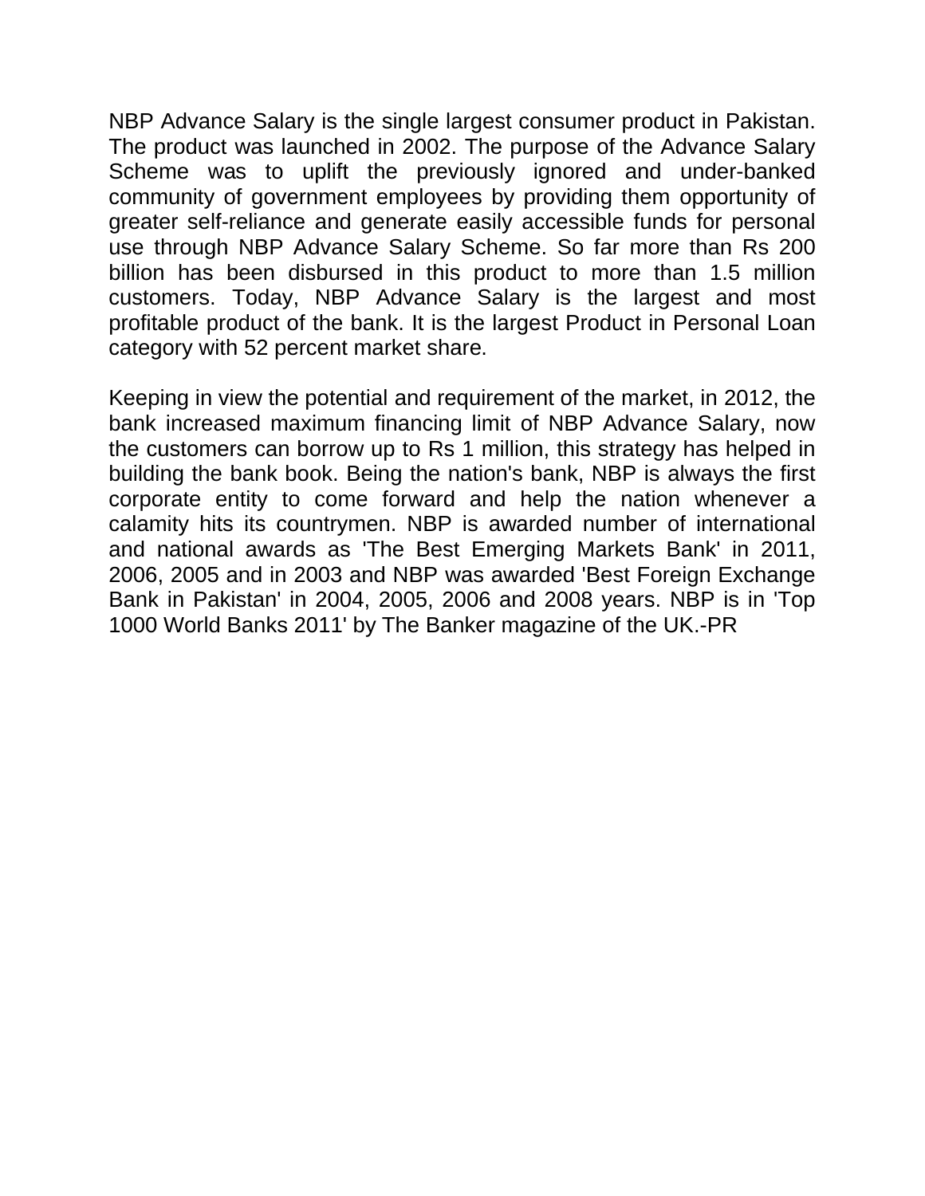NBP Advance Salary is the single largest consumer product in Pakistan. The product was launched in 2002. The purpose of the Advance Salary Scheme was to uplift the previously ignored and under-banked community of government employees by providing them opportunity of greater self-reliance and generate easily accessible funds for personal use through NBP Advance Salary Scheme. So far more than Rs 200 billion has been disbursed in this product to more than 1.5 million customers. Today, NBP Advance Salary is the largest and most profitable product of the bank. It is the largest Product in Personal Loan category with 52 percent market share.

Keeping in view the potential and requirement of the market, in 2012, the bank increased maximum financing limit of NBP Advance Salary, now the customers can borrow up to Rs 1 million, this strategy has helped in building the bank book. Being the nation's bank, NBP is always the first corporate entity to come forward and help the nation whenever a calamity hits its countrymen. NBP is awarded number of international and national awards as 'The Best Emerging Markets Bank' in 2011, 2006, 2005 and in 2003 and NBP was awarded 'Best Foreign Exchange Bank in Pakistan' in 2004, 2005, 2006 and 2008 years. NBP is in 'Top 1000 World Banks 2011' by The Banker magazine of the UK.-PR